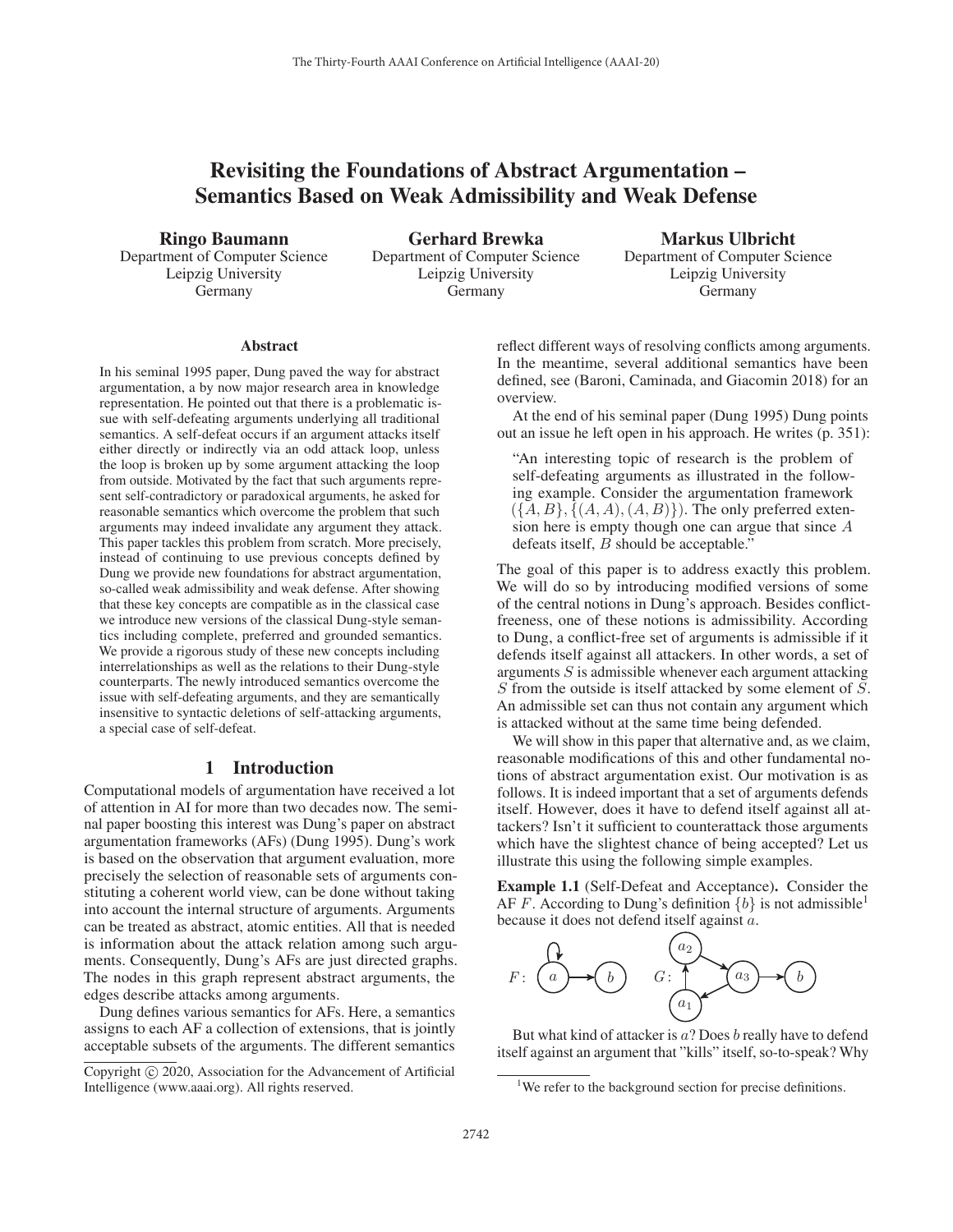# Revisiting the Foundations of Abstract Argumentation – Semantics Based on Weak Admissibility and Weak Defense

**Ringo Baumann**
Department of Computer Science
Leipzig University
Germany

**Gerhard Brewka**
Department of Computer Science
Leipzig University
Germany

**Markus Ulbricht**
Department of Computer Science
Leipzig University
Germany

### Abstract

In his seminal 1995 paper, Dung paved the way for abstract argumentation, a by now major research area in knowledge representation. He pointed out that there is a problematic issue with self-defeating arguments underlying all traditional semantics. A self-defeat occurs if an argument attacks itself either directly or indirectly via an odd attack loop, unless the loop is broken up by some argument attacking the loop from outside. Motivated by the fact that such arguments represent self-contradictory or paradoxical arguments, he asked for reasonable semantics which overcome the problem that such arguments may indeed invalidate any argument they attack. This paper tackles this problem from scratch. More precisely, instead of continuing to use previous concepts defined by Dung we provide new foundations for abstract argumentation, so-called weak admissibility and weak defense. After showing that these key concepts are compatible as in the classical case we introduce new versions of the classical Dung-style semantics including complete, preferred and grounded semantics. We provide a rigorous study of these new concepts including interrelationships as well as the relations to their Dung-style counterparts. The newly introduced semantics overcome the issue with self-defeating arguments, and they are semantically insensitive to syntactic deletions of self-attacking arguments, a special case of self-defeat.

## 1 Introduction

Computational models of argumentation have received a lot of attention in AI for more than two decades now. The seminal paper boosting this interest was Dung's paper on abstract argumentation frameworks (AFs) (Dung 1995). Dung's work is based on the observation that argument evaluation, more precisely the selection of reasonable sets of arguments constituting a coherent world view, can be done without taking into account the internal structure of arguments. Arguments can be treated as abstract, atomic entities. All that is needed is information about the attack relation among such arguments. Consequently, Dung's AFs are just directed graphs. The nodes in this graph represent abstract arguments, the edges describe attacks among arguments.

Dung defines various semantics for AFs. Here, a semantics assigns to each AF a collection of extensions, that is jointly acceptable subsets of the arguments. The different semantics reflect different ways of resolving conflicts among arguments. In the meantime, several additional semantics have been defined, see (Baroni, Caminada, and Giacomin 2018) for an overview.

At the end of his seminal paper (Dung 1995) Dung points out an issue he left open in his approach. He writes (p. 351):

> "An interesting topic of research is the problem of self-defeating arguments as illustrated in the following example. Consider the argumentation framework $(\{A, B\}, \{(A, A), (A, B)\})$. The only preferred extension here is empty though one can argue that since $A$ defeats itself, $B$ should be acceptable."

The goal of this paper is to address exactly this problem. We will do so by introducing modified versions of some of the central notions in Dung's approach. Besides conflict-freeness, one of these notions is admissibility. According to Dung, a conflict-free set of arguments is admissible if it defends itself against all attackers. In other words, a set of arguments $S$ is admissible whenever each argument attacking $S$ from the outside is itself attacked by some element of $S$. An admissible set can thus not contain any argument which is attacked without at the same time being defended.

We will show in this paper that alternative and, as we claim, reasonable modifications of this and other fundamental notions of abstract argumentation exist. Our motivation is as follows. It is indeed important that a set of arguments defends itself. However, does it have to defend itself against all attackers? Isn't it sufficient to counterattack those arguments which have the slightest chance of being accepted? Let us illustrate this using the following simple examples.

**Example 1.1** (Self-Defeat and Acceptance)**.** Consider the AF $F$. According to Dung's definition $\{b\}$ is not admissible[1] because it does not defend itself against $a$.

$F$: $a$ (self-attacking) $\rightarrow b$ $\qquad$ $G$: $a_1 \rightarrow a_2 \rightarrow a_3 \rightarrow a_1$, $a_3 \rightarrow b$

But what kind of attacker is $a$? Does $b$ really have to defend itself against an argument that "kills" itself, so-to-speak? Why

[1] We refer to the background section for precise definitions.

Copyright © 2020, Association for the Advancement of Artificial Intelligence (www.aaai.org). All rights reserved.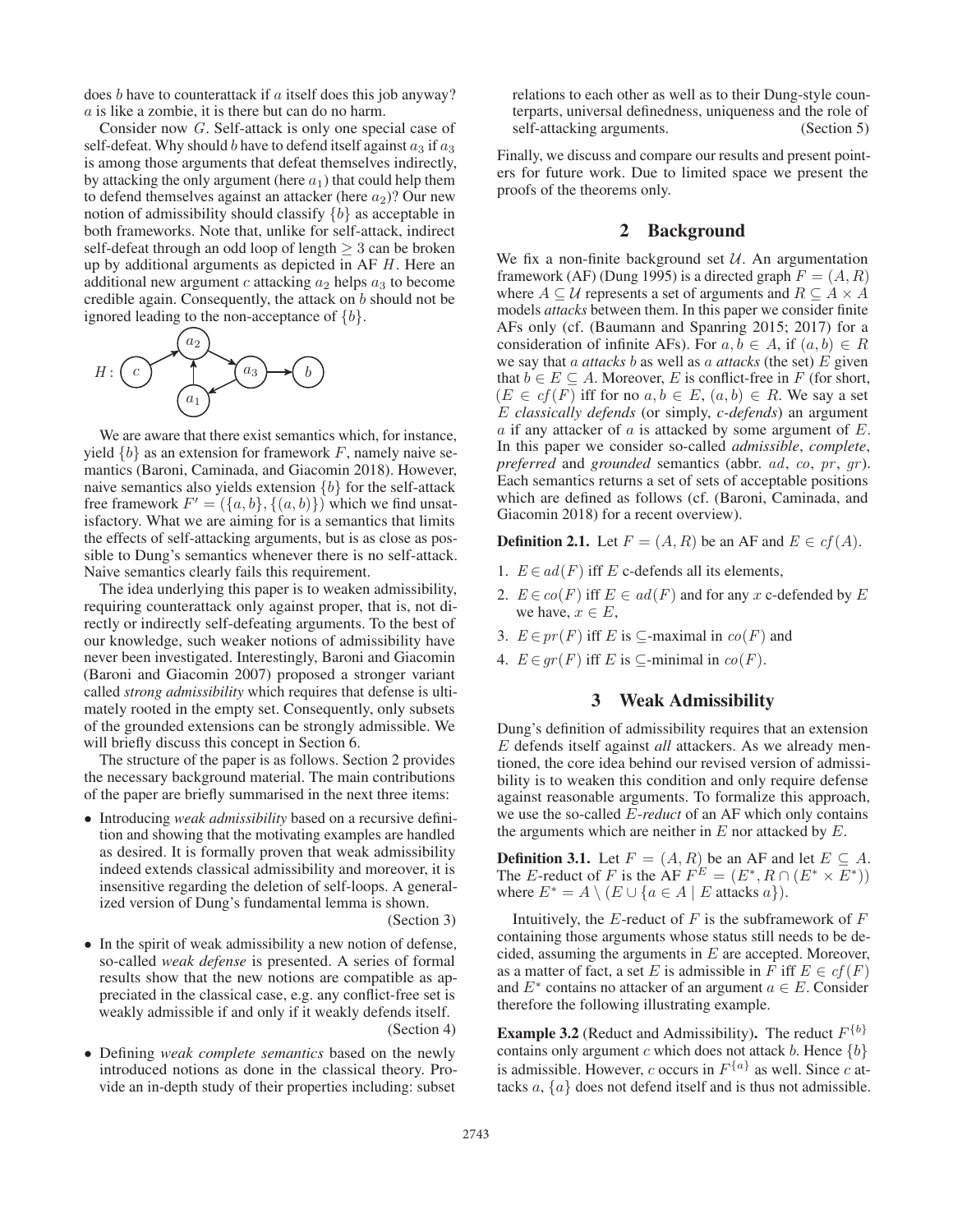does $b$ have to counterattack if $a$ itself does this job anyway? $a$ is like a zombie, it is there but can do no harm.

Consider now $G$. Self-attack is only one special case of self-defeat. Why should $b$ have to defend itself against $a_3$ if $a_3$ is among those arguments that defeat themselves indirectly, by attacking the only argument (here $a_1$) that could help them to defend themselves against an attacker (here $a_2$)? Our new notion of admissibility should classify $\{b\}$ as acceptable in both frameworks. Note that, unlike for self-attack, indirect self-defeat through an odd loop of length $\geq 3$ can be broken up by additional arguments as depicted in AF $H$. Here an additional new argument $c$ attacking $a_2$ helps $a_3$ to become credible again. Consequently, the attack on $b$ should not be ignored leading to the non-acceptance of $\{b\}$.

We are aware that there exist semantics which, for instance, yield $\{b\}$ as an extension for framework $F$, namely naive semantics (Baroni, Caminada, and Giacomin 2018). However, naive semantics also yields extension $\{b\}$ for the self-attack free framework $F' = (\{a, b\}, \{(a, b)\})$ which we find unsatisfactory. What we are aiming for is a semantics that limits the effects of self-attacking arguments, but is as close as possible to Dung's semantics whenever there is no self-attack. Naive semantics clearly fails this requirement.

The idea underlying this paper is to weaken admissibility, requiring counterattack only against proper, that is, not directly or indirectly self-defeating arguments. To the best of our knowledge, such weaker notions of admissibility have never been investigated. Interestingly, Baroni and Giacomin (Baroni and Giacomin 2007) proposed a stronger variant called *strong admissibility* which requires that defense is ultimately rooted in the empty set. Consequently, only subsets of the grounded extensions can be strongly admissible. We will briefly discuss this concept in Section 6.

The structure of the paper is as follows. Section 2 provides the necessary background material. The main contributions of the paper are briefly summarised in the next three items:

- Introducing *weak admissibility* based on a recursive definition and showing that the motivating examples are handled as desired. It is formally proven that weak admissibility indeed extends classical admissibility and moreover, it is insensitive regarding the deletion of self-loops. A generalized version of Dung's fundamental lemma is shown. (Section 3)
- In the spirit of weak admissibility a new notion of defense, so-called *weak defense* is presented. A series of formal results show that the new notions are compatible as appreciated in the classical case, e.g. any conflict-free set is weakly admissible if and only if it weakly defends itself. (Section 4)
- Defining *weak complete semantics* based on the newly introduced notions as done in the classical theory. Provide an in-depth study of their properties including: subset relations to each other as well as to their Dung-style counterparts, universal definedness, uniqueness and the role of self-attacking arguments. (Section 5)

Finally, we discuss and compare our results and present pointers for future work. Due to limited space we present the proofs of the theorems only.

## 2 Background

We fix a non-finite background set $\mathcal{U}$. An argumentation framework (AF) (Dung 1995) is a directed graph $F = (A, R)$ where $A \subseteq \mathcal{U}$ represents a set of arguments and $R \subseteq A \times A$ models *attacks* between them. In this paper we consider finite AFs only (cf. (Baumann and Spanring 2015; 2017) for a consideration of infinite AFs). For $a, b \in A$, if $(a, b) \in R$ we say that $a$ *attacks* $b$ as well as $a$ *attacks* (the set) $E$ given that $b \in E \subseteq A$. Moreover, $E$ is conflict-free in $F$ (for short, $(E \in cf(F)$ iff for no $a, b \in E$, $(a, b) \in R$. We say a set $E$ *classically defends* (or simply, *c-defends*) an argument $a$ if any attacker of $a$ is attacked by some argument of $E$. In this paper we consider so-called *admissible*, *complete*, *preferred* and *grounded* semantics (abbr. $ad$, $co$, $pr$, $gr$). Each semantics returns a set of sets of acceptable positions which are defined as follows (cf. (Baroni, Caminada, and Giacomin 2018) for a recent overview).

**Definition 2.1.** Let $F = (A, R)$ be an AF and $E \in cf(A)$.

1. $E \in ad(F)$ iff $E$ c-defends all its elements,
2. $E \in co(F)$ iff $E \in ad(F)$ and for any $x$ c-defended by $E$ we have, $x \in E$,
3. $E \in pr(F)$ iff $E$ is $\subseteq$-maximal in $co(F)$ and
4. $E \in gr(F)$ iff $E$ is $\subseteq$-minimal in $co(F)$.

## 3 Weak Admissibility

Dung's definition of admissibility requires that an extension $E$ defends itself against *all* attackers. As we already mentioned, the core idea behind our revised version of admissibility is to weaken this condition and only require defense against reasonable arguments. To formalize this approach, we use the so-called *E-reduct* of an AF which only contains the arguments which are neither in $E$ nor attacked by $E$.

**Definition 3.1.** Let $F = (A, R)$ be an AF and let $E \subseteq A$. The $E$-reduct of $F$ is the AF $F^E = (E^*, R \cap (E^* \times E^*))$ where $E^* = A \setminus (E \cup \{a \in A \mid E \text{ attacks } a\})$.

Intuitively, the $E$-reduct of $F$ is the subframework of $F$ containing those arguments whose status still needs to be decided, assuming the arguments in $E$ are accepted. Moreover, as a matter of fact, a set $E$ is admissible in $F$ iff $E \in cf(F)$ and $E^*$ contains no attacker of an argument $a \in E$. Consider therefore the following illustrating example.

**Example 3.2** (Reduct and Admissibility)**.** The reduct $F^{\{b\}}$ contains only argument $c$ which does not attack $b$. Hence $\{b\}$ is admissible. However, $c$ occurs in $F^{\{a\}}$ as well. Since $c$ attacks $a$, $\{a\}$ does not defend itself and is thus not admissible.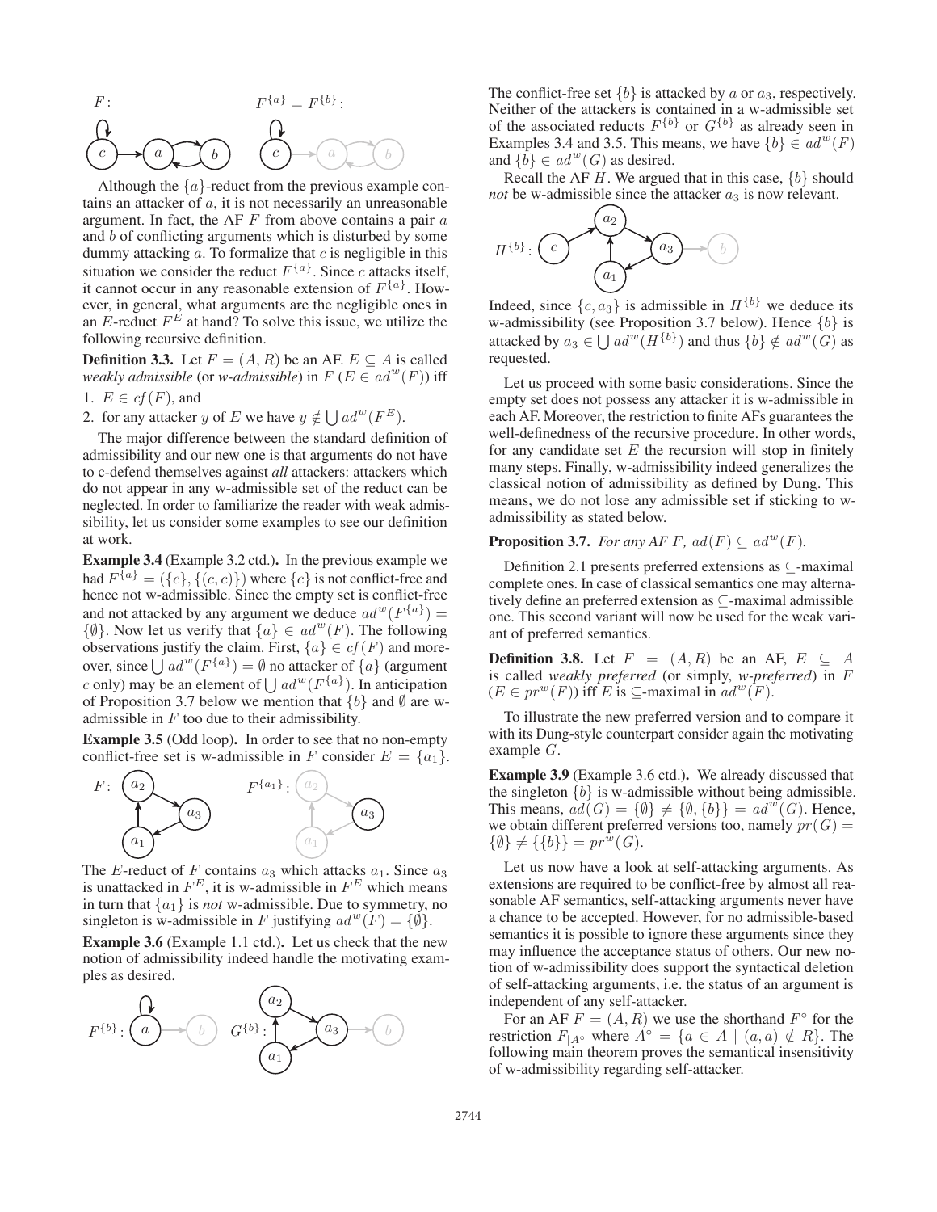Although the $\{a\}$-reduct from the previous example contains an attacker of $a$, it is not necessarily an unreasonable argument. In fact, the AF $F$ from above contains a pair $a$ and $b$ of conflicting arguments which is disturbed by some dummy attacking $a$. To formalize that $c$ is negligible in this situation we consider the reduct $F^{\{a\}}$. Since $c$ attacks itself, it cannot occur in any reasonable extension of $F^{\{a\}}$. However, in general, what arguments are the negligible ones in an $E$-reduct $F^E$ at hand? To solve this issue, we utilize the following recursive definition.

**Definition 3.3.** Let $F = (A, R)$ be an AF. $E \subseteq A$ is called *weakly admissible* (or *w-admissible*) in $F$ ($E \in ad^w(F)$) iff

1. $E \in cf(F)$, and
2. for any attacker $y$ of $E$ we have $y \notin \bigcup ad^w(F^E)$.

The major difference between the standard definition of admissibility and our new one is that arguments do not have to c-defend themselves against *all* attackers: attackers which do not appear in any w-admissible set of the reduct can be neglected. In order to familiarize the reader with weak admissibility, let us consider some examples to see our definition at work.

**Example 3.4** (Example 3.2 ctd.)**.** In the previous example we had $F^{\{a\}} = (\{c\}, \{(c, c)\})$ where $\{c\}$ is not conflict-free and hence not w-admissible. Since the empty set is conflict-free and not attacked by any argument we deduce $ad^w(F^{\{a\}}) = \{\emptyset\}$. Now let us verify that $\{a\} \in ad^w(F)$. The following observations justify the claim. First, $\{a\} \in cf(F)$ and moreover, since $\bigcup ad^w(F^{\{a\}}) = \emptyset$ no attacker of $\{a\}$ (argument $c$ only) may be an element of $\bigcup ad^w(F^{\{a\}})$. In anticipation of Proposition 3.7 below we mention that $\{b\}$ and $\emptyset$ are w-admissible in $F$ too due to their admissibility.

**Example 3.5** (Odd loop)**.** In order to see that no non-empty conflict-free set is w-admissible in $F$ consider $E = \{a_1\}$.

The $E$-reduct of $F$ contains $a_3$ which attacks $a_1$. Since $a_3$ is unattacked in $F^E$, it is w-admissible in $F^E$ which means in turn that $\{a_1\}$ is *not* w-admissible. Due to symmetry, no singleton is w-admissible in $F$ justifying $ad^w(F) = \{\emptyset\}$.

**Example 3.6** (Example 1.1 ctd.)**.** Let us check that the new notion of admissibility indeed handle the motivating examples as desired.

The conflict-free set $\{b\}$ is attacked by $a$ or $a_3$, respectively. Neither of the attackers is contained in a w-admissible set of the associated reducts $F^{\{b\}}$ or $G^{\{b\}}$ as already seen in Examples 3.4 and 3.5. This means, we have $\{b\} \in ad^w(F)$ and $\{b\} \in ad^w(G)$ as desired.

Recall the AF $H$. We argued that in this case, $\{b\}$ should *not* be w-admissible since the attacker $a_3$ is now relevant.

Indeed, since $\{c, a_3\}$ is admissible in $H^{\{b\}}$ we deduce its w-admissibility (see Proposition 3.7 below). Hence $\{b\}$ is attacked by $a_3 \in \bigcup ad^w(H^{\{b\}})$ and thus $\{b\} \notin ad^w(G)$ as requested.

Let us proceed with some basic considerations. Since the empty set does not possess any attacker it is w-admissible in each AF. Moreover, the restriction to finite AFs guarantees the well-definedness of the recursive procedure. In other words, for any candidate set $E$ the recursion will stop in finitely many steps. Finally, w-admissibility indeed generalizes the classical notion of admissibility as defined by Dung. This means, we do not lose any admissible set if sticking to w-admissibility as stated below.

**Proposition 3.7.** *For any AF $F$, $ad(F) \subseteq ad^w(F)$.*

Definition 2.1 presents preferred extensions as $\subseteq$-maximal complete ones. In case of classical semantics one may alternatively define an preferred extension as $\subseteq$-maximal admissible one. This second variant will now be used for the weak variant of preferred semantics.

**Definition 3.8.** Let $F = (A, R)$ be an AF, $E \subseteq A$ is called *weakly preferred* (or simply, *w-preferred*) in $F$ ($E \in pr^w(F)$) iff $E$ is $\subseteq$-maximal in $ad^w(F)$.

To illustrate the new preferred version and to compare it with its Dung-style counterpart consider again the motivating example $G$.

**Example 3.9** (Example 3.6 ctd.)**.** We already discussed that the singleton $\{b\}$ is w-admissible without being admissible. This means, $ad(G) = \{\emptyset\} \neq \{\emptyset, \{b\}\} = ad^w(G)$. Hence, we obtain different preferred versions too, namely $pr(G) = \{\emptyset\} \neq \{\{b\}\} = pr^w(G)$.

Let us now have a look at self-attacking arguments. As extensions are required to be conflict-free by almost all reasonable AF semantics, self-attacking arguments never have a chance to be accepted. However, for no admissible-based semantics it is possible to ignore these arguments since they may influence the acceptance status of others. Our new notion of w-admissibility does support the syntactical deletion of self-attacking arguments, i.e. the status of an argument is independent of any self-attacker.

For an AF $F = (A, R)$ we use the shorthand $F^\circ$ for the restriction $F_{|A^\circ}$ where $A^\circ = \{a \in A \mid (a, a) \notin R\}$. The following main theorem proves the semantical insensitivity of w-admissibility regarding self-attacker.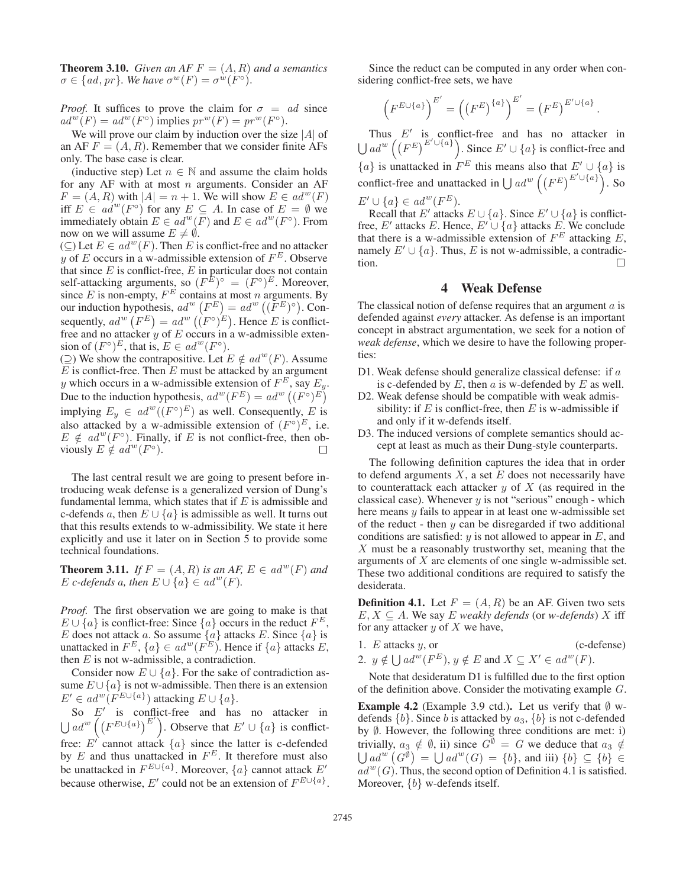**Theorem 3.10.** *Given an AF $F = (A, R)$ and a semantics $\sigma \in \{ad, pr\}$. We have $\sigma^w(F) = \sigma^w(F^\circ)$.*

*Proof.* It suffices to prove the claim for $\sigma = ad$ since $ad^w(F) = ad^w(F^\circ)$ implies $pr^w(F) = pr^w(F^\circ)$.

We will prove our claim by induction over the size $|A|$ of an AF $F = (A, R)$. Remember that we consider finite AFs only. The base case is clear.

(inductive step) Let $n \in \mathbb{N}$ and assume the claim holds for any AF with at most $n$ arguments. Consider an AF $F = (A, R)$ with $|A| = n + 1$. We will show $E \in ad^w(F)$ iff $E \in ad^w(F^\circ)$ for any $E \subseteq A$. In case of $E = \emptyset$ we immediately obtain $E \in ad^w(F)$ and $E \in ad^w(F^\circ)$. From now on we will assume $E \neq \emptyset$.

($\subseteq$) Let $E \in ad^w(F)$. Then $E$ is conflict-free and no attacker $y$ of $E$ occurs in a w-admissible extension of $F^E$. Observe that since $E$ is conflict-free, $E$ in particular does not contain self-attacking arguments, so $(F^E)^\circ = (F^\circ)^E$. Moreover, since $E$ is non-empty, $F^E$ contains at most $n$ arguments. By our induction hypothesis, $ad^w\left(F^E\right) = ad^w\left((F^E)^\circ\right)$. Consequently, $ad^w\left(F^E\right) = ad^w\left((F^\circ)^E\right)$. Hence $E$ is conflict-free and no attacker $y$ of $E$ occurs in a w-admissible extension of $(F^\circ)^E$, that is, $E \in ad^w(F^\circ)$.

($\supseteq$) We show the contrapositive. Let $E \notin ad^w(F)$. Assume $E$ is conflict-free. Then $E$ must be attacked by an argument $y$ which occurs in a w-admissible extension of $F^E$, say $E_y$. Due to the induction hypothesis, $ad^w(F^E) = ad^w\left((F^\circ)^E\right)$ implying $E_y \in ad^w((F^\circ)^E)$ as well. Consequently, $E$ is also attacked by a w-admissible extension of $(F^\circ)^E$, i.e. $E \notin ad^w(F^\circ)$. Finally, if $E$ is not conflict-free, then obviously $E \notin ad^w(F^\circ)$. $\square$

The last central result we are going to present before introducing weak defense is a generalized version of Dung's fundamental lemma, which states that if $E$ is admissible and c-defends $a$, then $E \cup \{a\}$ is admissible as well. It turns out that this results extends to w-admissibility. We state it here explicitly and use it later on in Section 5 to provide some technical foundations.

**Theorem 3.11.** *If $F = (A, R)$ is an AF, $E \in ad^w(F)$ and $E$ c-defends $a$, then $E \cup \{a\} \in ad^w(F)$.*

*Proof.* The first observation we are going to make is that $E \cup \{a\}$ is conflict-free: Since $\{a\}$ occurs in the reduct $F^E$, $E$ does not attack $a$. So assume $\{a\}$ attacks $E$. Since $\{a\}$ is unattacked in $F^E$, $\{a\} \in ad^w(F^E)$. Hence if $\{a\}$ attacks $E$, then $E$ is not w-admissible, a contradiction.

Consider now $E \cup \{a\}$. For the sake of contradiction assume $E \cup \{a\}$ is not w-admissible. Then there is an extension $E' \in ad^w(F^{E\cup\{a\}})$ attacking $E \cup \{a\}$.

So $E'$ is conflict-free and has no attacker in $\bigcup ad^w\left(\left(F^{E\cup\{a\}}\right)^{E'}\right)$. Observe that $E' \cup \{a\}$ is conflict-free: $E'$ cannot attack $\{a\}$ since the latter is c-defended by $E$ and thus unattacked in $F^E$. It therefore must also be unattacked in $F^{E\cup\{a\}}$. Moreover, $\{a\}$ cannot attack $E'$ because otherwise, $E'$ could not be an extension of $F^{E\cup\{a\}}$.

Since the reduct can be computed in any order when considering conflict-free sets, we have

$$\left(F^{E\cup\{a\}}\right)^{E'} = \left(\left(F^E\right)^{\{a\}}\right)^{E'} = \left(F^E\right)^{E'\cup\{a\}}.$$

Thus $E'$ is conflict-free and has no attacker in $\bigcup ad^w\left(\left(F^E\right)^{E'\cup\{a\}}\right)$. Since $E' \cup \{a\}$ is conflict-free and $\{a\}$ is unattacked in $F^E$ this means also that $E' \cup \{a\}$ is conflict-free and unattacked in $\bigcup ad^w\left(\left(F^E\right)^{E'\cup\{a\}}\right)$. So $E' \cup \{a\} \in ad^w(F^E)$.

Recall that $E'$ attacks $E \cup \{a\}$. Since $E' \cup \{a\}$ is conflict-free, $E'$ attacks $E$. Hence, $E' \cup \{a\}$ attacks $E$. We conclude that there is a w-admissible extension of $F^E$ attacking $E$, namely $E' \cup \{a\}$. Thus, $E$ is not w-admissible, a contradiction. $\square$

## 4 Weak Defense

The classical notion of defense requires that an argument $a$ is defended against *every* attacker. As defense is an important concept in abstract argumentation, we seek for a notion of *weak defense*, which we desire to have the following properties:

D1. Weak defense should generalize classical defense: if $a$ is c-defended by $E$, then $a$ is w-defended by $E$ as well.

D2. Weak defense should be compatible with weak admissibility: if $E$ is conflict-free, then $E$ is w-admissible if and only if it w-defends itself.

D3. The induced versions of complete semantics should accept at least as much as their Dung-style counterparts.

The following definition captures the idea that in order to defend arguments $X$, a set $E$ does not necessarily have to counterattack each attacker $y$ of $X$ (as required in the classical case). Whenever $y$ is not "serious" enough - which here means $y$ fails to appear in at least one w-admissible set of the reduct - then $y$ can be disregarded if two additional conditions are satisfied: $y$ is not allowed to appear in $E$, and $X$ must be a reasonably trustworthy set, meaning that the arguments of $X$ are elements of one single w-admissible set. These two additional conditions are required to satisfy the desiderata.

**Definition 4.1.** Let $F = (A, R)$ be an AF. Given two sets $E, X \subseteq A$. We say $E$ *weakly defends* (or *w-defends*) $X$ iff for any attacker $y$ of $X$ we have,

1. $E$ attacks $y$, or (c-defense)
2. $y \notin \bigcup ad^w(F^E)$, $y \notin E$ and $X \subseteq X' \in ad^w(F)$.

Note that desideratum D1 is fulfilled due to the first option of the definition above. Consider the motivating example $G$.

**Example 4.2** (Example 3.9 ctd.). Let us verify that $\emptyset$ w-defends $\{b\}$. Since $b$ is attacked by $a_3$, $\{b\}$ is not c-defended by $\emptyset$. However, the following three conditions are met: i) trivially, $a_3 \notin \emptyset$, ii) since $G^\emptyset = G$ we deduce that $a_3 \notin \bigcup ad^w\left(G^\emptyset\right) = \bigcup ad^w(G) = \{b\}$, and iii) $\{b\} \subseteq \{b\} \in ad^w(G)$. Thus, the second option of Definition 4.1 is satisfied. Moreover, $\{b\}$ w-defends itself.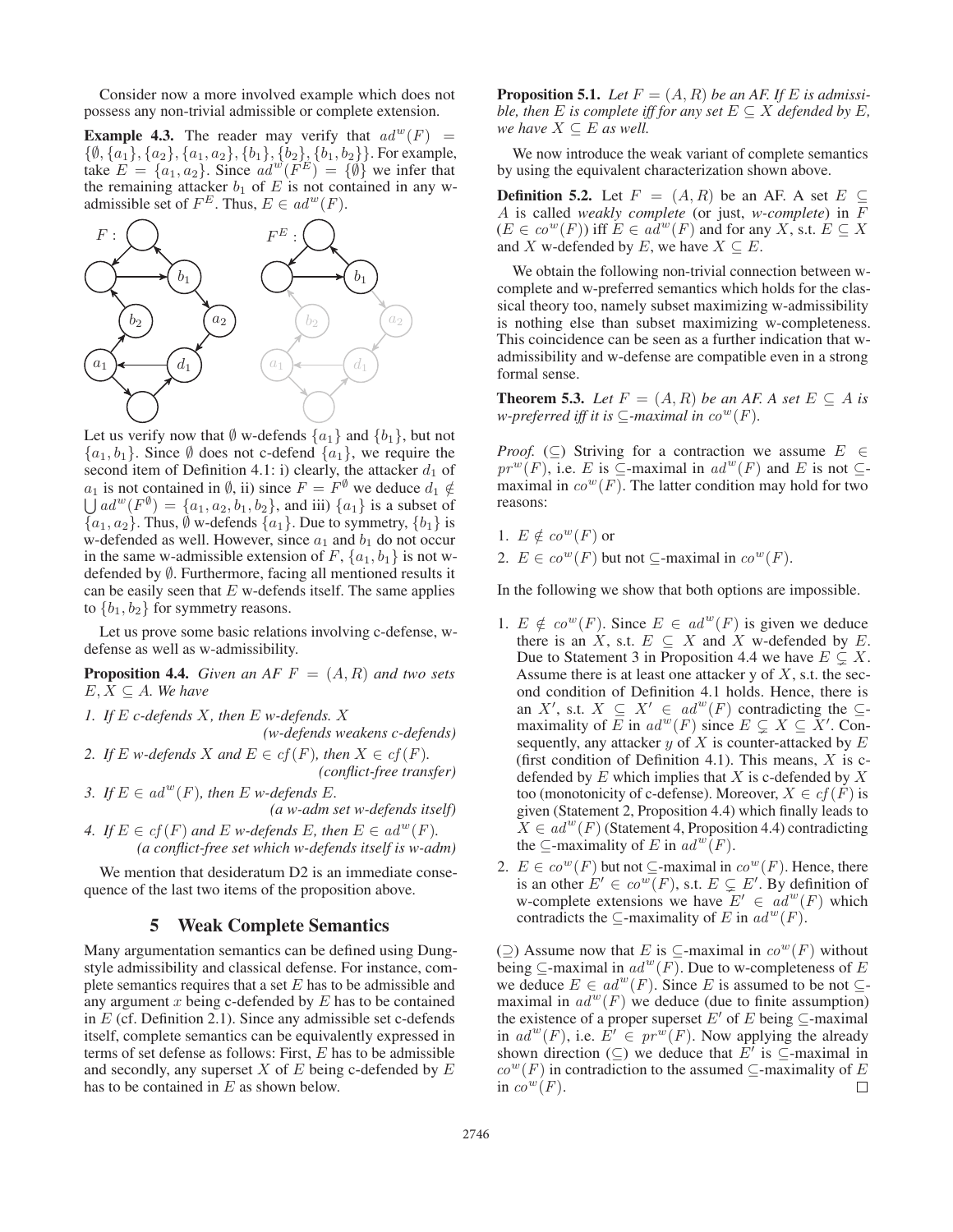Consider now a more involved example which does not possess any non-trivial admissible or complete extension.

**Example 4.3.** The reader may verify that $ad^w(F) = \{\emptyset, \{a_1\}, \{a_2\}, \{a_1, a_2\}, \{b_1\}, \{b_2\}, \{b_1, b_2\}\}$. For example, take $E = \{a_1, a_2\}$. Since $ad^w(F^E) = \{\emptyset\}$ we infer that the remaining attacker $b_1$ of $E$ is not contained in any w-admissible set of $F^E$. Thus, $E \in ad^w(F)$.

Let us verify now that $\emptyset$ w-defends $\{a_1\}$ and $\{b_1\}$, but not $\{a_1, b_1\}$. Since $\emptyset$ does not c-defend $\{a_1\}$, we require the second item of Definition 4.1: i) clearly, the attacker $d_1$ of $a_1$ is not contained in $\emptyset$, ii) since $F = F^\emptyset$ we deduce $d_1 \notin \bigcup ad^w(F^\emptyset) = \{a_1, a_2, b_1, b_2\}$, and iii) $\{a_1\}$ is a subset of $\{a_1, a_2\}$. Thus, $\emptyset$ w-defends $\{a_1\}$. Due to symmetry, $\{b_1\}$ is w-defended as well. However, since $a_1$ and $b_1$ do not occur in the same w-admissible extension of $F$, $\{a_1, b_1\}$ is not w-defended by $\emptyset$. Furthermore, facing all mentioned results it can be easily seen that $E$ w-defends itself. The same applies to $\{b_1, b_2\}$ for symmetry reasons.

Let us prove some basic relations involving c-defense, w-defense as well as w-admissibility.

**Proposition 4.4.** *Given an AF $F = (A, R)$ and two sets $E, X \subseteq A$. We have*

1. *If $E$ c-defends $X$, then $E$ w-defends. $X$* *(w-defends weakens c-defends)*
2. *If $E$ w-defends $X$ and $E \in cf(F)$, then $X \in cf(F)$.* *(conflict-free transfer)*
3. *If $E \in ad^w(F)$, then $E$ w-defends $E$.* *(a w-adm set w-defends itself)*
4. *If $E \in cf(F)$ and $E$ w-defends $E$, then $E \in ad^w(F)$.* *(a conflict-free set which w-defends itself is w-adm)*

We mention that desideratum D2 is an immediate consequence of the last two items of the proposition above.

## 5 Weak Complete Semantics

Many argumentation semantics can be defined using Dung-style admissibility and classical defense. For instance, complete semantics requires that a set $E$ has to be admissible and any argument $x$ being c-defended by $E$ has to be contained in $E$ (cf. Definition 2.1). Since any admissible set c-defends itself, complete semantics can be equivalently expressed in terms of set defense as follows: First, $E$ has to be admissible and secondly, any superset $X$ of $E$ being c-defended by $E$ has to be contained in $E$ as shown below.

**Proposition 5.1.** *Let $F = (A, R)$ be an AF. If $E$ is admissible, then $E$ is complete iff for any set $E \subseteq X$ defended by $E$, we have $X \subseteq E$ as well.*

We now introduce the weak variant of complete semantics by using the equivalent characterization shown above.

**Definition 5.2.** Let $F = (A, R)$ be an AF. A set $E \subseteq A$ is called *weakly complete* (or just, *w-complete*) in $F$ ($E \in co^w(F)$) iff $E \in ad^w(F)$ and for any $X$, s.t. $E \subseteq X$ and $X$ w-defended by $E$, we have $X \subseteq E$.

We obtain the following non-trivial connection between w-complete and w-preferred semantics which holds for the classical theory too, namely subset maximizing w-admissibility is nothing else than subset maximizing w-completeness. This coincidence can be seen as a further indication that w-admissibility and w-defense are compatible even in a strong formal sense.

**Theorem 5.3.** *Let $F = (A, R)$ be an AF. A set $E \subseteq A$ is w-preferred iff it is $\subseteq$-maximal in $co^w(F)$.*

*Proof.* ($\subseteq$) Striving for a contraction we assume $E \in pr^w(F)$, i.e. $E$ is $\subseteq$-maximal in $ad^w(F)$ and $E$ is not $\subseteq$-maximal in $co^w(F)$. The latter condition may hold for two reasons:

1. $E \notin co^w(F)$ or
2. $E \in co^w(F)$ but not $\subseteq$-maximal in $co^w(F)$.

In the following we show that both options are impossible.

1. $E \notin co^w(F)$. Since $E \in ad^w(F)$ is given we deduce there is an $X$, s.t. $E \subseteq X$ and $X$ w-defended by $E$. Due to Statement 3 in Proposition 4.4 we have $E \subsetneq X$. Assume there is at least one attacker y of $X$, s.t. the second condition of Definition 4.1 holds. Hence, there is an $X'$, s.t. $X \subseteq X' \in ad^w(F)$ contradicting the $\subseteq$-maximality of $E$ in $ad^w(F)$ since $E \subsetneq X \subseteq X'$. Consequently, any attacker $y$ of $X$ is counter-attacked by $E$ (first condition of Definition 4.1). This means, $X$ is c-defended by $E$ which implies that $X$ is c-defended by $X$ too (monotonicity of c-defense). Moreover, $X \in cf(F)$ is given (Statement 2, Proposition 4.4) which finally leads to $X \in ad^w(F)$ (Statement 4, Proposition 4.4) contradicting the $\subseteq$-maximality of $E$ in $ad^w(F)$.
2. $E \in co^w(F)$ but not $\subseteq$-maximal in $co^w(F)$. Hence, there is an other $E' \in co^w(F)$, s.t. $E \subsetneq E'$. By definition of w-complete extensions we have $E' \in ad^w(F)$ which contradicts the $\subseteq$-maximality of $E$ in $ad^w(F)$.

($\supseteq$) Assume now that $E$ is $\subseteq$-maximal in $co^w(F)$ without being $\subseteq$-maximal in $ad^w(F)$. Due to w-completeness of $E$ we deduce $E \in ad^w(F)$. Since $E$ is assumed to be not $\subseteq$-maximal in $ad^w(F)$ we deduce (due to finite assumption) the existence of a proper superset $E'$ of $E$ being $\subseteq$-maximal in $ad^w(F)$, i.e. $E' \in pr^w(F)$. Now applying the already shown direction ($\subseteq$) we deduce that $E'$ is $\subseteq$-maximal in $co^w(F)$ in contradiction to the assumed $\subseteq$-maximality of $E$ in $co^w(F)$. $\square$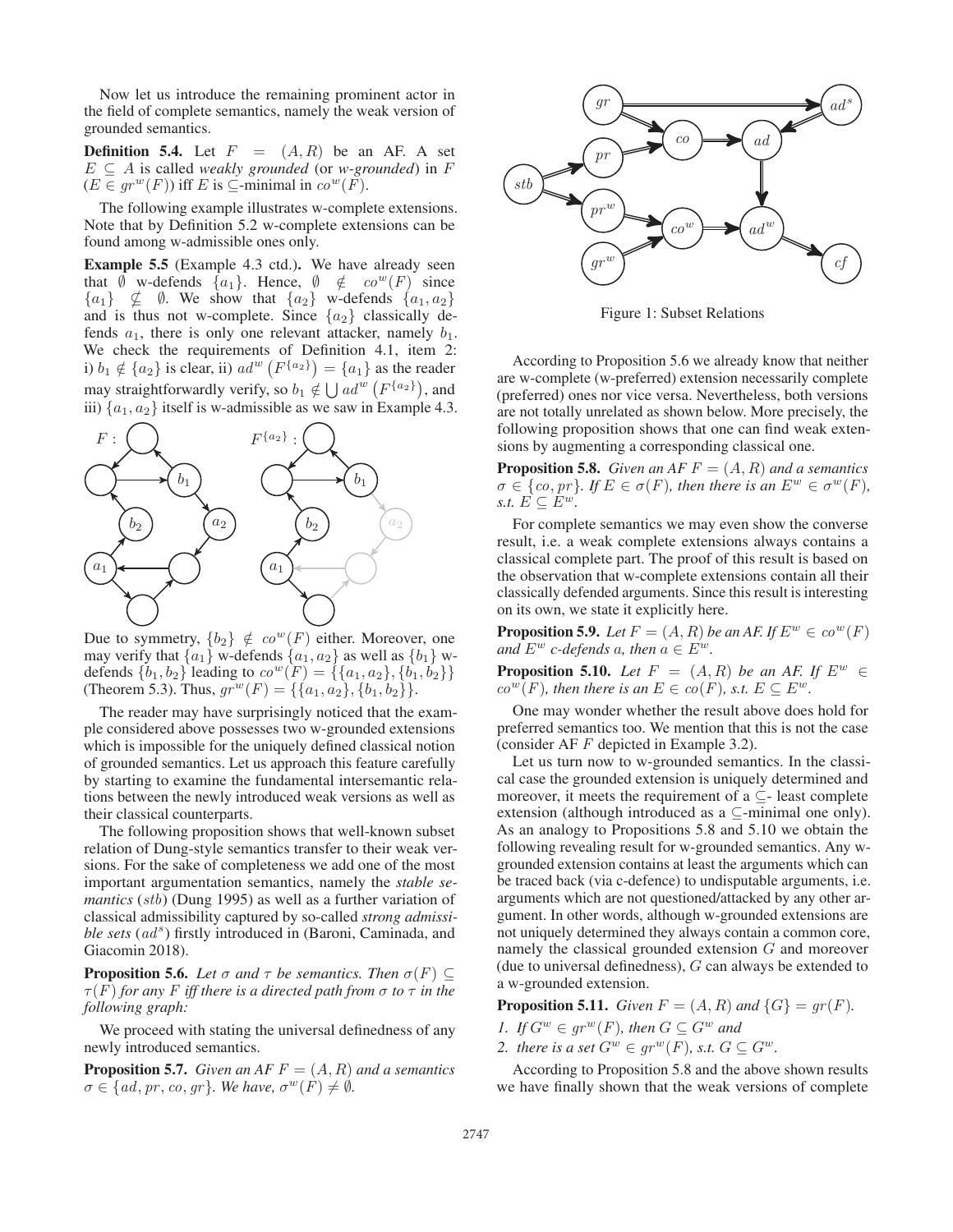Now let us introduce the remaining prominent actor in the field of complete semantics, namely the weak version of grounded semantics.

**Definition 5.4.** Let $F = (A, R)$ be an AF. A set $E \subseteq A$ is called *weakly grounded* (or *w-grounded*) in $F$ ($E \in gr^w(F)$) iff $E$ is $\subseteq$-minimal in $co^w(F)$.

The following example illustrates w-complete extensions. Note that by Definition 5.2 w-complete extensions can be found among w-admissible ones only.

**Example 5.5** (Example 4.3 ctd.). We have already seen that $\emptyset$ w-defends $\{a_1\}$. Hence, $\emptyset \notin co^w(F)$ since $\{a_1\} \not\subseteq \emptyset$. We show that $\{a_2\}$ w-defends $\{a_1, a_2\}$ and is thus not w-complete. Since $\{a_2\}$ classically defends $a_1$, there is only one relevant attacker, namely $b_1$. We check the requirements of Definition 4.1, item 2: i) $b_1 \notin \{a_2\}$ is clear, ii) $ad^w\left(F^{\{a_2\}}\right) = \{a_1\}$ as the reader may straightforwardly verify, so $b_1 \notin \bigcup ad^w\left(F^{\{a_2\}}\right)$, and iii) $\{a_1, a_2\}$ itself is w-admissible as we saw in Example 4.3.

Due to symmetry, $\{b_2\} \notin co^w(F)$ either. Moreover, one may verify that $\{a_1\}$ w-defends $\{a_1, a_2\}$ as well as $\{b_1\}$ w-defends $\{b_1, b_2\}$ leading to $co^w(F) = \{\{a_1, a_2\}, \{b_1, b_2\}\}$ (Theorem 5.3). Thus, $gr^w(F) = \{\{a_1, a_2\}, \{b_1, b_2\}\}$.

The reader may have surprisingly noticed that the example considered above possesses two w-grounded extensions which is impossible for the uniquely defined classical notion of grounded semantics. Let us approach this feature carefully by starting to examine the fundamental intersemantic relations between the newly introduced weak versions as well as their classical counterparts.

The following proposition shows that well-known subset relation of Dung-style semantics transfer to their weak versions. For the sake of completeness we add one of the most important argumentation semantics, namely the *stable semantics* ($stb$) (Dung 1995) as well as a further variation of classical admissibility captured by so-called *strong admissible sets* ($ad^s$) firstly introduced in (Baroni, Caminada, and Giacomin 2018).

**Proposition 5.6.** *Let $\sigma$ and $\tau$ be semantics. Then $\sigma(F) \subseteq \tau(F)$ for any $F$ iff there is a directed path from $\sigma$ to $\tau$ in the following graph:*

Figure 1: Subset Relations

We proceed with stating the universal definedness of any newly introduced semantics.

**Proposition 5.7.** *Given an AF $F = (A, R)$ and a semantics $\sigma \in \{ad, pr, co, gr\}$. We have, $\sigma^w(F) \neq \emptyset$.*

According to Proposition 5.6 we already know that neither are w-complete (w-preferred) extension necessarily complete (preferred) ones nor vice versa. Nevertheless, both versions are not totally unrelated as shown below. More precisely, the following proposition shows that one can find weak extensions by augmenting a corresponding classical one.

**Proposition 5.8.** *Given an AF $F = (A, R)$ and a semantics $\sigma \in \{co, pr\}$. If $E \in \sigma(F)$, then there is an $E^w \in \sigma^w(F)$, s.t. $E \subseteq E^w$.*

For complete semantics we may even show the converse result, i.e. a weak complete extensions always contains a classical complete part. The proof of this result is based on the observation that w-complete extensions contain all their classically defended arguments. Since this result is interesting on its own, we state it explicitly here.

**Proposition 5.9.** *Let $F = (A, R)$ be an AF. If $E^w \in co^w(F)$ and $E^w$ c-defends $a$, then $a \in E^w$.*

**Proposition 5.10.** *Let $F = (A, R)$ be an AF. If $E^w \in co^w(F)$, then there is an $E \in co(F)$, s.t. $E \subseteq E^w$.*

One may wonder whether the result above does hold for preferred semantics too. We mention that this is not the case (consider AF $F$ depicted in Example 3.2).

Let us turn now to w-grounded semantics. In the classical case the grounded extension is uniquely determined and moreover, it meets the requirement of a $\subseteq$- least complete extension (although introduced as a $\subseteq$-minimal one only). As an analogy to Propositions 5.8 and 5.10 we obtain the following revealing result for w-grounded semantics. Any w-grounded extension contains at least the arguments which can be traced back (via c-defence) to undisputable arguments, i.e. arguments which are not questioned/attacked by any other argument. In other words, although w-grounded extensions are not uniquely determined they always contain a common core, namely the classical grounded extension $G$ and moreover (due to universal definedness), $G$ can always be extended to a w-grounded extension.

**Proposition 5.11.** *Given $F = (A, R)$ and $\{G\} = gr(F)$.*

1. *If $G^w \in gr^w(F)$, then $G \subseteq G^w$ and*
2. *there is a set $G^w \in gr^w(F)$, s.t. $G \subseteq G^w$.*

According to Proposition 5.8 and the above shown results we have finally shown that the weak versions of complete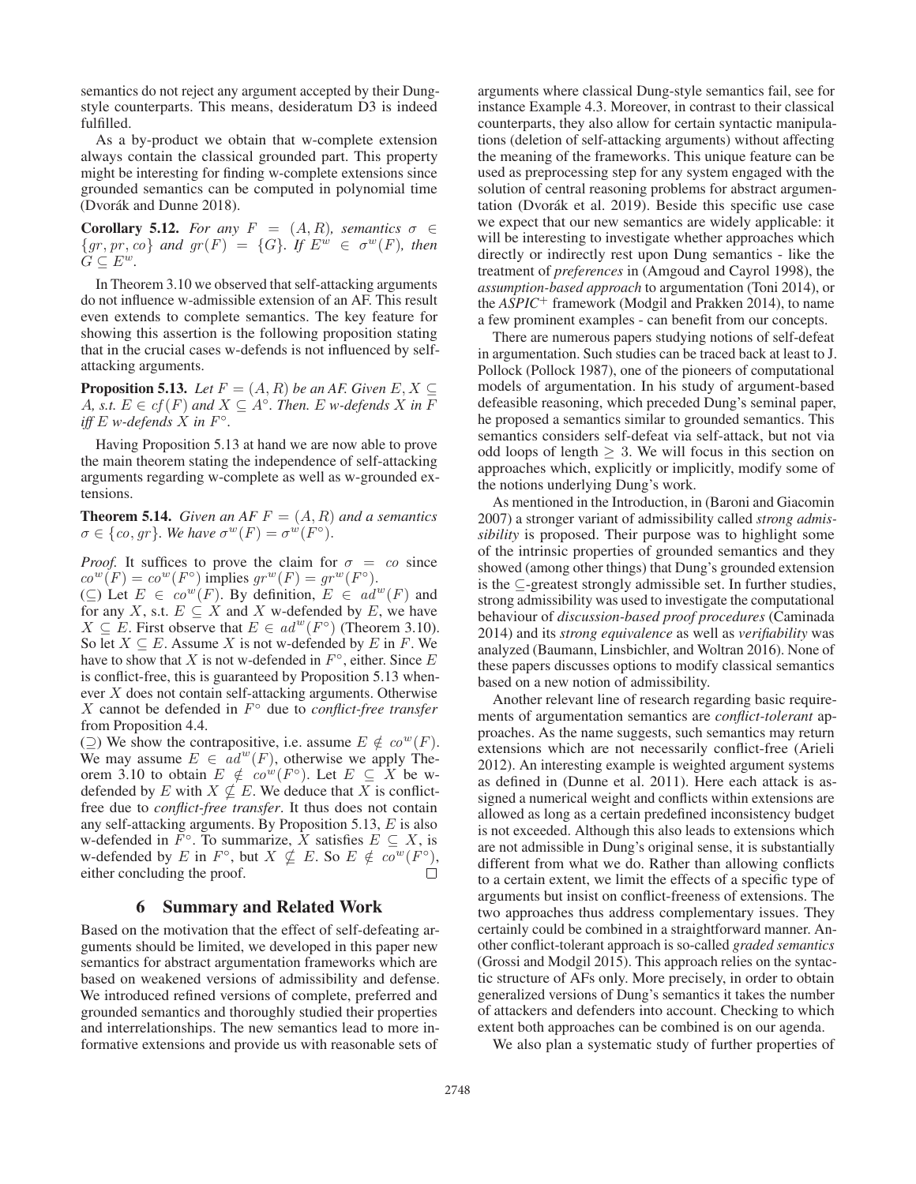semantics do not reject any argument accepted by their Dung-style counterparts. This means, desideratum D3 is indeed fulfilled.

As a by-product we obtain that w-complete extension always contain the classical grounded part. This property might be interesting for finding w-complete extensions since grounded semantics can be computed in polynomial time (Dvořák and Dunne 2018).

**Corollary 5.12.** *For any $F = (A, R)$, semantics $\sigma \in \{gr, pr, co\}$ and $gr(F) = \{G\}$. If $E^w \in \sigma^w(F)$, then $G \subseteq E^w$.*

In Theorem 3.10 we observed that self-attacking arguments do not influence w-admissible extension of an AF. This result even extends to complete semantics. The key feature for showing this assertion is the following proposition stating that in the crucial cases w-defends is not influenced by self-attacking arguments.

**Proposition 5.13.** *Let $F = (A, R)$ be an AF. Given $E, X \subseteq A$, s.t. $E \in cf(F)$ and $X \subseteq A^\circ$. Then. $E$ w-defends $X$ in $F$ iff $E$ w-defends $X$ in $F^\circ$.*

Having Proposition 5.13 at hand we are now able to prove the main theorem stating the independence of self-attacking arguments regarding w-complete as well as w-grounded extensions.

**Theorem 5.14.** *Given an AF $F = (A, R)$ and a semantics $\sigma \in \{co, gr\}$. We have $\sigma^w(F) = \sigma^w(F^\circ)$.*

*Proof.* It suffices to prove the claim for $\sigma = co$ since $co^w(F) = co^w(F^\circ)$ implies $gr^w(F) = gr^w(F^\circ)$.
($\subseteq$) Let $E \in co^w(F)$. By definition, $E \in ad^w(F)$ and for any $X$, s.t. $E \subseteq X$ and $X$ w-defended by $E$, we have $X \subseteq E$. First observe that $E \in ad^w(F^\circ)$ (Theorem 3.10). So let $X \subseteq E$. Assume $X$ is not w-defended by $E$ in $F$. We have to show that $X$ is not w-defended in $F^\circ$, either. Since $E$ is conflict-free, this is guaranteed by Proposition 5.13 whenever $X$ does not contain self-attacking arguments. Otherwise $X$ cannot be defended in $F^\circ$ due to *conflict-free transfer* from Proposition 4.4.
($\supseteq$) We show the contrapositive, i.e. assume $E \notin co^w(F)$. We may assume $E \in ad^w(F)$, otherwise we apply Theorem 3.10 to obtain $E \notin co^w(F^\circ)$. Let $E \subseteq X$ be w-defended by $E$ with $X \nsubseteq E$. We deduce that $X$ is conflict-free due to *conflict-free transfer*. It thus does not contain any self-attacking arguments. By Proposition 5.13, $E$ is also w-defended in $F^\circ$. To summarize, $X$ satisfies $E \subseteq X$, is w-defended by $E$ in $F^\circ$, but $X \nsubseteq E$. So $E \notin co^w(F^\circ)$, either concluding the proof. $\square$

## 6 Summary and Related Work

Based on the motivation that the effect of self-defeating arguments should be limited, we developed in this paper new semantics for abstract argumentation frameworks which are based on weakened versions of admissibility and defense. We introduced refined versions of complete, preferred and grounded semantics and thoroughly studied their properties and interrelationships. The new semantics lead to more informative extensions and provide us with reasonable sets of arguments where classical Dung-style semantics fail, see for instance Example 4.3. Moreover, in contrast to their classical counterparts, they also allow for certain syntactic manipulations (deletion of self-attacking arguments) without affecting the meaning of the frameworks. This unique feature can be used as preprocessing step for any system engaged with the solution of central reasoning problems for abstract argumentation (Dvorák et al. 2019). Beside this specific use case we expect that our new semantics are widely applicable: it will be interesting to investigate whether approaches which directly or indirectly rest upon Dung semantics - like the treatment of *preferences* in (Amgoud and Cayrol 1998), the *assumption-based approach* to argumentation (Toni 2014), or the *ASPIC*$^+$ framework (Modgil and Prakken 2014), to name a few prominent examples - can benefit from our concepts.

There are numerous papers studying notions of self-defeat in argumentation. Such studies can be traced back at least to J. Pollock (Pollock 1987), one of the pioneers of computational models of argumentation. In his study of argument-based defeasible reasoning, which preceded Dung's seminal paper, he proposed a semantics similar to grounded semantics. This semantics considers self-defeat via self-attack, but not via odd loops of length $\geq 3$. We will focus in this section on approaches which, explicitly or implicitly, modify some of the notions underlying Dung's work.

As mentioned in the Introduction, in (Baroni and Giacomin 2007) a stronger variant of admissibility called *strong admissibility* is proposed. Their purpose was to highlight some of the intrinsic properties of grounded semantics and they showed (among other things) that Dung's grounded extension is the $\subseteq$-greatest strongly admissible set. In further studies, strong admissibility was used to investigate the computational behaviour of *discussion-based proof procedures* (Caminada 2014) and its *strong equivalence* as well as *verifiability* was analyzed (Baumann, Linsbichler, and Woltran 2016). None of these papers discusses options to modify classical semantics based on a new notion of admissibility.

Another relevant line of research regarding basic requirements of argumentation semantics are *conflict-tolerant* approaches. As the name suggests, such semantics may return extensions which are not necessarily conflict-free (Arieli 2012). An interesting example is weighted argument systems as defined in (Dunne et al. 2011). Here each attack is assigned a numerical weight and conflicts within extensions are allowed as long as a certain predefined inconsistency budget is not exceeded. Although this also leads to extensions which are not admissible in Dung's original sense, it is substantially different from what we do. Rather than allowing conflicts to a certain extent, we limit the effects of a specific type of arguments but insist on conflict-freeness of extensions. The two approaches thus address complementary issues. They certainly could be combined in a straightforward manner. Another conflict-tolerant approach is so-called *graded semantics* (Grossi and Modgil 2015). This approach relies on the syntactic structure of AFs only. More precisely, in order to obtain generalized versions of Dung's semantics it takes the number of attackers and defenders into account. Checking to which extent both approaches can be combined is on our agenda.

We also plan a systematic study of further properties of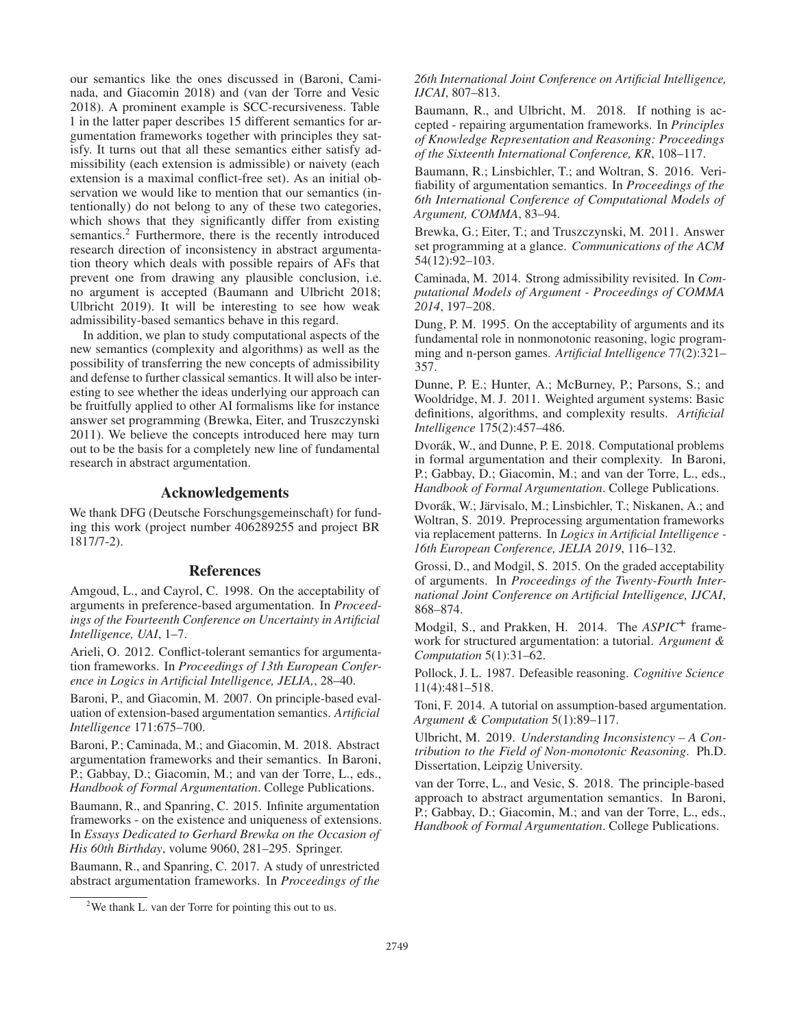our semantics like the ones discussed in (Baroni, Caminada, and Giacomin 2018) and (van der Torre and Vesic 2018). A prominent example is SCC-recursiveness. Table 1 in the latter paper describes 15 different semantics for argumentation frameworks together with principles they satisfy. It turns out that all these semantics either satisfy admissibility (each extension is admissible) or naivety (each extension is a maximal conflict-free set). As an initial observation we would like to mention that our semantics (intentionally) do not belong to any of these two categories, which shows that they significantly differ from existing semantics.[2] Furthermore, there is the recently introduced research direction of inconsistency in abstract argumentation theory which deals with possible repairs of AFs that prevent one from drawing any plausible conclusion, i.e. no argument is accepted (Baumann and Ulbricht 2018; Ulbricht 2019). It will be interesting to see how weak admissibility-based semantics behave in this regard.

In addition, we plan to study computational aspects of the new semantics (complexity and algorithms) as well as the possibility of transferring the new concepts of admissibility and defense to further classical semantics. It will also be interesting to see whether the ideas underlying our approach can be fruitfully applied to other AI formalisms like for instance answer set programming (Brewka, Eiter, and Truszczynski 2011). We believe the concepts introduced here may turn out to be the basis for a completely new line of fundamental research in abstract argumentation.

## Acknowledgements

We thank DFG (Deutsche Forschungsgemeinschaft) for funding this work (project number 406289255 and project BR 1817/7-2).

## References

Amgoud, L., and Cayrol, C. 1998. On the acceptability of arguments in preference-based argumentation. In *Proceedings of the Fourteenth Conference on Uncertainty in Artificial Intelligence, UAI*, 1–7.

Arieli, O. 2012. Conflict-tolerant semantics for argumentation frameworks. In *Proceedings of 13th European Conference in Logics in Artificial Intelligence, JELIA,*, 28–40.

Baroni, P., and Giacomin, M. 2007. On principle-based evaluation of extension-based argumentation semantics. *Artificial Intelligence* 171:675–700.

Baroni, P.; Caminada, M.; and Giacomin, M. 2018. Abstract argumentation frameworks and their semantics. In Baroni, P.; Gabbay, D.; Giacomin, M.; and van der Torre, L., eds., *Handbook of Formal Argumentation*. College Publications.

Baumann, R., and Spanring, C. 2015. Infinite argumentation frameworks - on the existence and uniqueness of extensions. In *Essays Dedicated to Gerhard Brewka on the Occasion of His 60th Birthday*, volume 9060, 281–295. Springer.

Baumann, R., and Spanring, C. 2017. A study of unrestricted abstract argumentation frameworks. In *Proceedings of the 26th International Joint Conference on Artificial Intelligence, IJCAI*, 807–813.

Baumann, R., and Ulbricht, M. 2018. If nothing is accepted - repairing argumentation frameworks. In *Principles of Knowledge Representation and Reasoning: Proceedings of the Sixteenth International Conference, KR*, 108–117.

Baumann, R.; Linsbichler, T.; and Woltran, S. 2016. Verifiability of argumentation semantics. In *Proceedings of the 6th International Conference of Computational Models of Argument, COMMA*, 83–94.

Brewka, G.; Eiter, T.; and Truszczynski, M. 2011. Answer set programming at a glance. *Communications of the ACM* 54(12):92–103.

Caminada, M. 2014. Strong admissibility revisited. In *Computational Models of Argument - Proceedings of COMMA 2014*, 197–208.

Dung, P. M. 1995. On the acceptability of arguments and its fundamental role in nonmonotonic reasoning, logic programming and n-person games. *Artificial Intelligence* 77(2):321–357.

Dunne, P. E.; Hunter, A.; McBurney, P.; Parsons, S.; and Wooldridge, M. J. 2011. Weighted argument systems: Basic definitions, algorithms, and complexity results. *Artificial Intelligence* 175(2):457–486.

Dvorák, W., and Dunne, P. E. 2018. Computational problems in formal argumentation and their complexity. In Baroni, P.; Gabbay, D.; Giacomin, M.; and van der Torre, L., eds., *Handbook of Formal Argumentation*. College Publications.

Dvorák, W.; Järvisalo, M.; Linsbichler, T.; Niskanen, A.; and Woltran, S. 2019. Preprocessing argumentation frameworks via replacement patterns. In *Logics in Artificial Intelligence - 16th European Conference, JELIA 2019*, 116–132.

Grossi, D., and Modgil, S. 2015. On the graded acceptability of arguments. In *Proceedings of the Twenty-Fourth International Joint Conference on Artificial Intelligence, IJCAI*, 868–874.

Modgil, S., and Prakken, H. 2014. The *ASPIC*$^{+}$ framework for structured argumentation: a tutorial. *Argument & Computation* 5(1):31–62.

Pollock, J. L. 1987. Defeasible reasoning. *Cognitive Science* 11(4):481–518.

Toni, F. 2014. A tutorial on assumption-based argumentation. *Argument & Computation* 5(1):89–117.

Ulbricht, M. 2019. *Understanding Inconsistency – A Contribution to the Field of Non-monotonic Reasoning*. Ph.D. Dissertation, Leipzig University.

van der Torre, L., and Vesic, S. 2018. The principle-based approach to abstract argumentation semantics. In Baroni, P.; Gabbay, D.; Giacomin, M.; and van der Torre, L., eds., *Handbook of Formal Argumentation*. College Publications.

[2] We thank L. van der Torre for pointing this out to us.